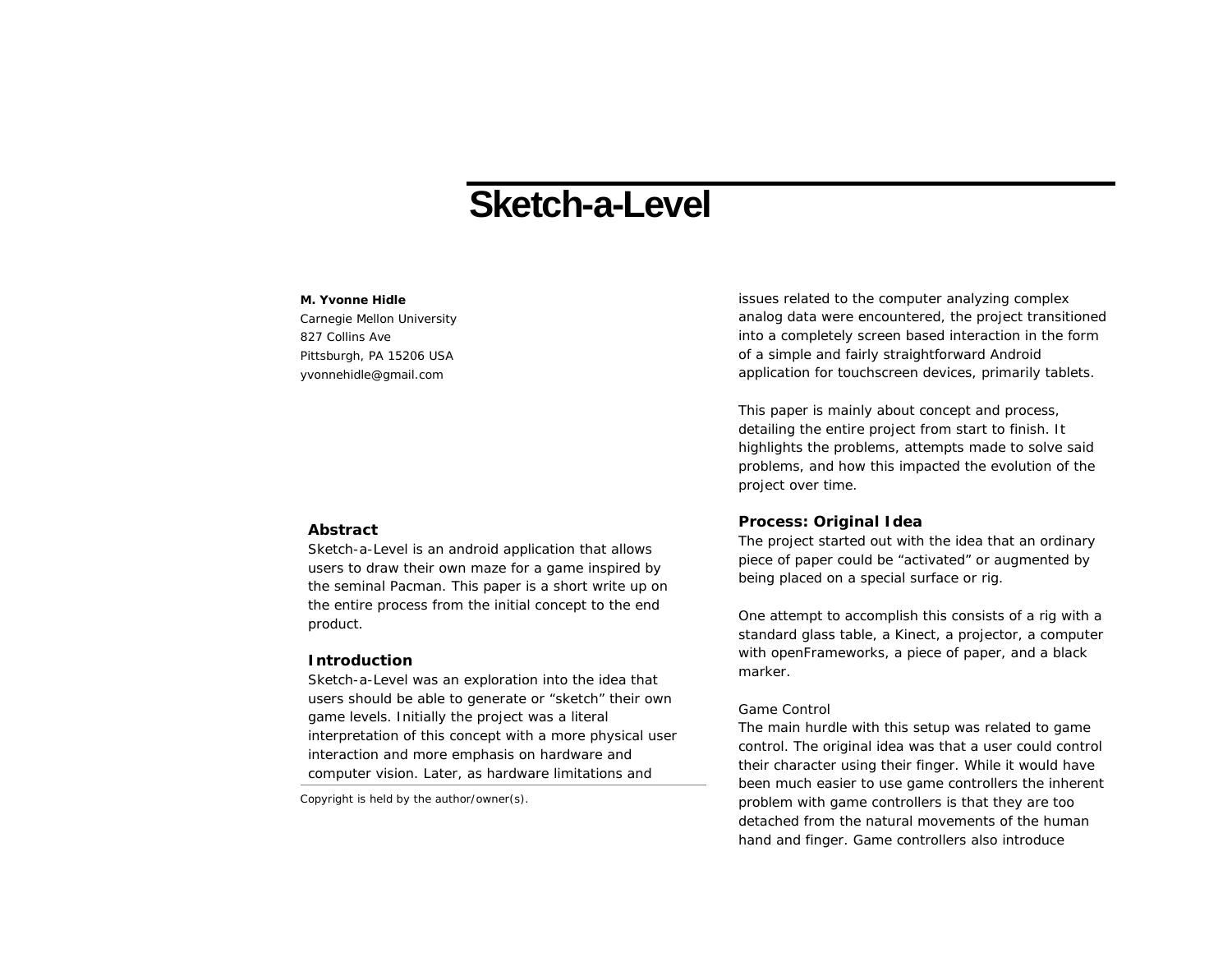# Sketch-a-Level

**M. Yvonne Hidle**
Carnegie Mellon University
827 Collins Ave
Pittsburgh, PA 15206 USA
yvonnehidle@gmail.com

## Abstract

Sketch-a-Level is an android application that allows users to draw their own maze for a game inspired by the seminal Pacman. This paper is a short write up on the entire process from the initial concept to the end product.

## Introduction

Sketch-a-Level was an exploration into the idea that users should be able to generate or "sketch" their own game levels. Initially the project was a literal interpretation of this concept with a more physical user interaction and more emphasis on hardware and computer vision. Later, as hardware limitations and issues related to the computer analyzing complex analog data were encountered, the project transitioned into a completely screen based interaction in the form of a simple and fairly straightforward Android application for touchscreen devices, primarily tablets.

Copyright is held by the author/owner(s).

This paper is mainly about concept and process, detailing the entire project from start to finish. It highlights the problems, attempts made to solve said problems, and how this impacted the evolution of the project over time.

## Process: Original Idea

The project started out with the idea that an ordinary piece of paper could be "activated" or augmented by being placed on a special surface or rig.

One attempt to accomplish this consists of a rig with a standard glass table, a Kinect, a projector, a computer with openFrameworks, a piece of paper, and a black marker.

### Game Control

The main hurdle with this setup was related to game control. The original idea was that a user could control their character using their finger. While it would have been much easier to use game controllers the inherent problem with game controllers is that they are too detached from the natural movements of the human hand and finger. Game controllers also introduce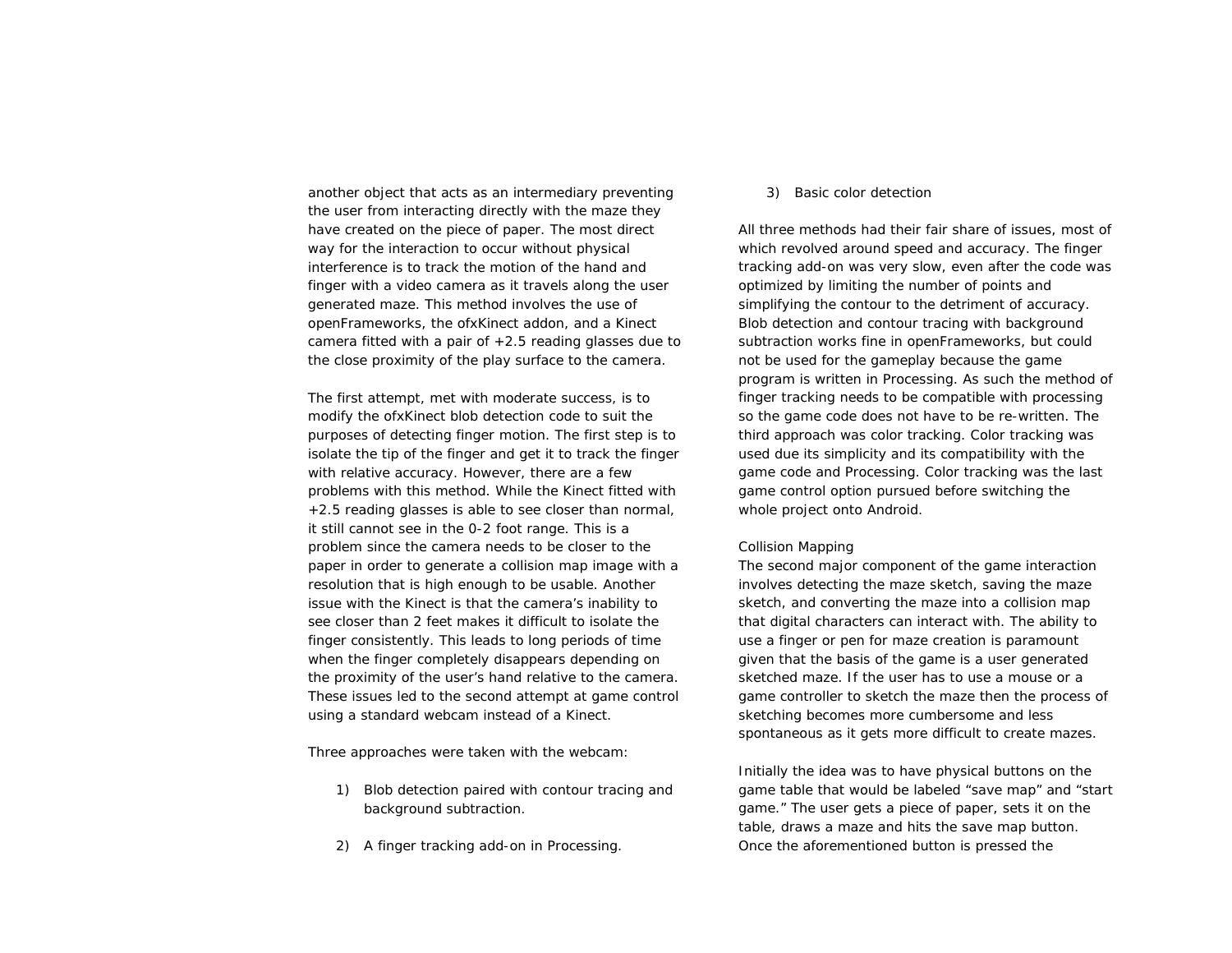another object that acts as an intermediary preventing the user from interacting directly with the maze they have created on the piece of paper. The most direct way for the interaction to occur without physical interference is to track the motion of the hand and finger with a video camera as it travels along the user generated maze. This method involves the use of openFrameworks, the ofxKinect addon, and a Kinect camera fitted with a pair of +2.5 reading glasses due to the close proximity of the play surface to the camera.

The first attempt, met with moderate success, is to modify the ofxKinect blob detection code to suit the purposes of detecting finger motion. The first step is to isolate the tip of the finger and get it to track the finger with relative accuracy. However, there are a few problems with this method. While the Kinect fitted with +2.5 reading glasses is able to see closer than normal, it still cannot see in the 0-2 foot range. This is a problem since the camera needs to be closer to the paper in order to generate a collision map image with a resolution that is high enough to be usable. Another issue with the Kinect is that the camera's inability to see closer than 2 feet makes it difficult to isolate the finger consistently. This leads to long periods of time when the finger completely disappears depending on the proximity of the user's hand relative to the camera. These issues led to the second attempt at game control using a standard webcam instead of a Kinect.

Three approaches were taken with the webcam:

1) Blob detection paired with contour tracing and background subtraction.

2) A finger tracking add-on in Processing.

3) Basic color detection

All three methods had their fair share of issues, most of which revolved around speed and accuracy. The finger tracking add-on was very slow, even after the code was optimized by limiting the number of points and simplifying the contour to the detriment of accuracy. Blob detection and contour tracing with background subtraction works fine in openFrameworks, but could not be used for the gameplay because the game program is written in Processing. As such the method of finger tracking needs to be compatible with processing so the game code does not have to be re-written. The third approach was color tracking. Color tracking was used due its simplicity and its compatibility with the game code and Processing. Color tracking was the last game control option pursued before switching the whole project onto Android.

Collision Mapping

The second major component of the game interaction involves detecting the maze sketch, saving the maze sketch, and converting the maze into a collision map that digital characters can interact with. The ability to use a finger or pen for maze creation is paramount given that the basis of the game is a user generated sketched maze. If the user has to use a mouse or a game controller to sketch the maze then the process of sketching becomes more cumbersome and less spontaneous as it gets more difficult to create mazes.

Initially the idea was to have physical buttons on the game table that would be labeled "save map" and "start game." The user gets a piece of paper, sets it on the table, draws a maze and hits the save map button. Once the aforementioned button is pressed the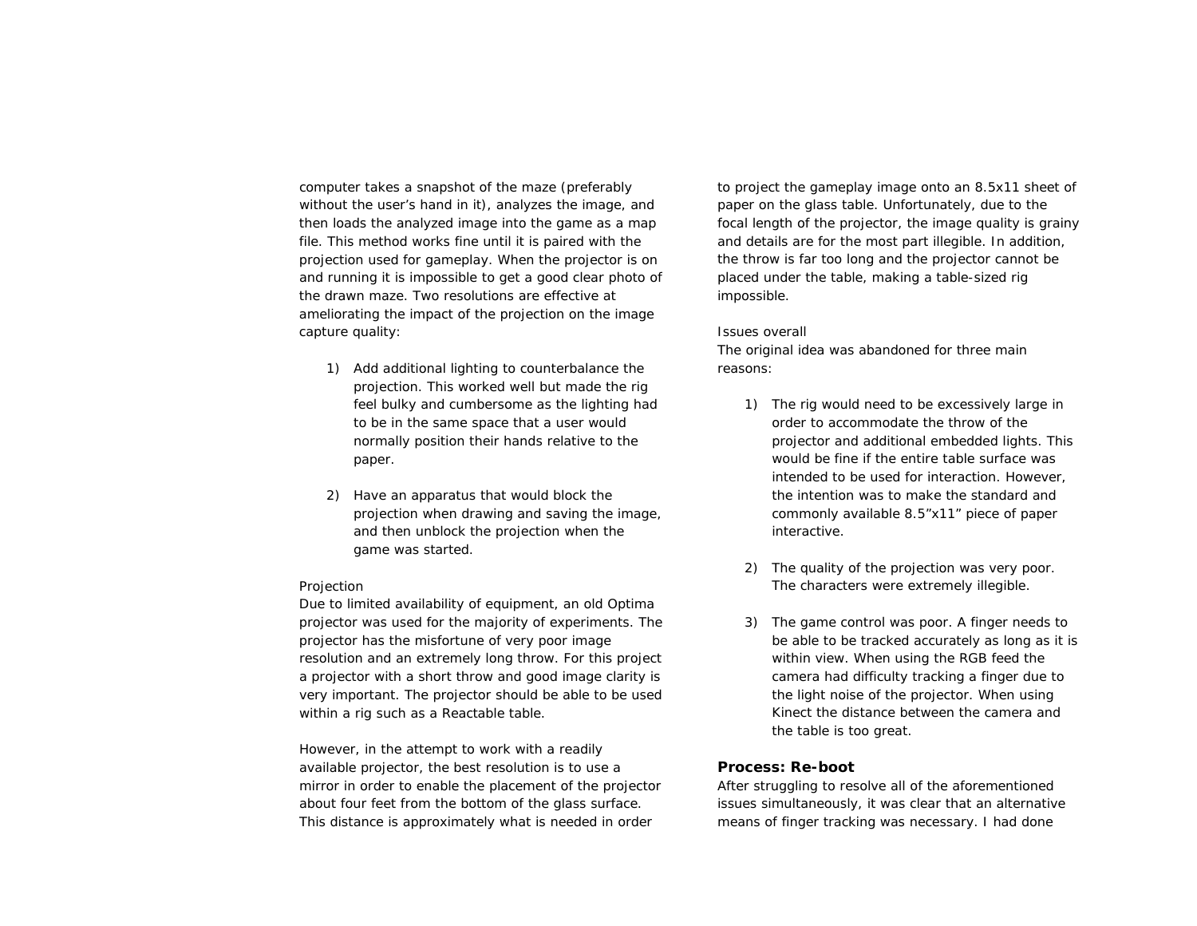computer takes a snapshot of the maze (preferably without the user's hand in it), analyzes the image, and then loads the analyzed image into the game as a map file. This method works fine until it is paired with the projection used for gameplay. When the projector is on and running it is impossible to get a good clear photo of the drawn maze. Two resolutions are effective at ameliorating the impact of the projection on the image capture quality:

1) Add additional lighting to counterbalance the projection. This worked well but made the rig feel bulky and cumbersome as the lighting had to be in the same space that a user would normally position their hands relative to the paper.

2) Have an apparatus that would block the projection when drawing and saving the image, and then unblock the projection when the game was started.

Projection

Due to limited availability of equipment, an old Optima projector was used for the majority of experiments. The projector has the misfortune of very poor image resolution and an extremely long throw. For this project a projector with a short throw and good image clarity is very important. The projector should be able to be used within a rig such as a Reactable table.

However, in the attempt to work with a readily available projector, the best resolution is to use a mirror in order to enable the placement of the projector about four feet from the bottom of the glass surface. This distance is approximately what is needed in order to project the gameplay image onto an 8.5x11 sheet of paper on the glass table. Unfortunately, due to the focal length of the projector, the image quality is grainy and details are for the most part illegible. In addition, the throw is far too long and the projector cannot be placed under the table, making a table-sized rig impossible.

Issues overall

The original idea was abandoned for three main reasons:

1) The rig would need to be excessively large in order to accommodate the throw of the projector and additional embedded lights. This would be fine if the entire table surface was intended to be used for interaction. However, the intention was to make the standard and commonly available 8.5"x11" piece of paper interactive.

2) The quality of the projection was very poor. The characters were extremely illegible.

3) The game control was poor. A finger needs to be able to be tracked accurately as long as it is within view. When using the RGB feed the camera had difficulty tracking a finger due to the light noise of the projector. When using Kinect the distance between the camera and the table is too great.

**Process: Re-boot**

After struggling to resolve all of the aforementioned issues simultaneously, it was clear that an alternative means of finger tracking was necessary. I had done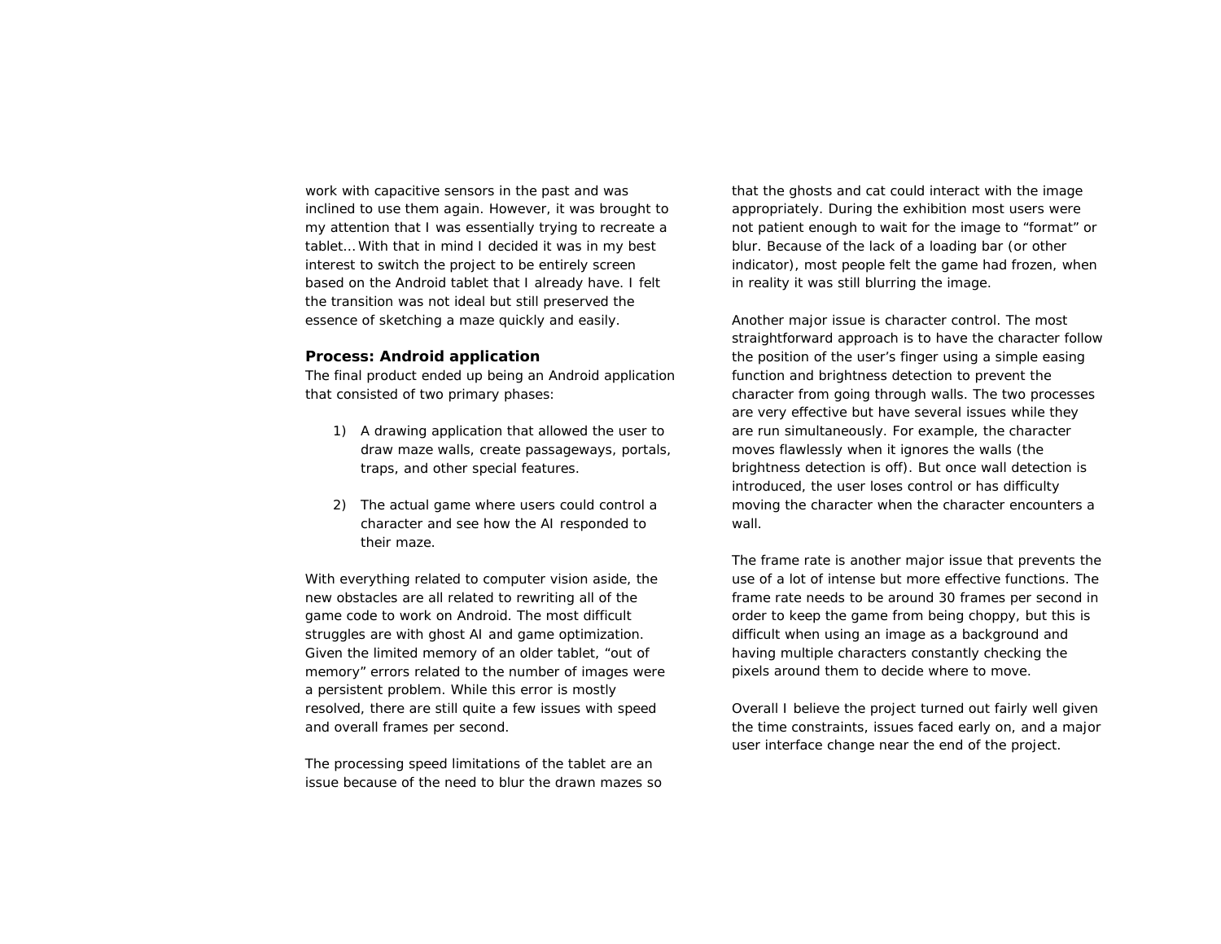work with capacitive sensors in the past and was inclined to use them again. However, it was brought to my attention that I was essentially trying to recreate a tablet… With that in mind I decided it was in my best interest to switch the project to be entirely screen based on the Android tablet that I already have. I felt the transition was not ideal but still preserved the essence of sketching a maze quickly and easily.

**Process: Android application**

The final product ended up being an Android application that consisted of two primary phases:

1) A drawing application that allowed the user to draw maze walls, create passageways, portals, traps, and other special features.

2) The actual game where users could control a character and see how the AI responded to their maze.

With everything related to computer vision aside, the new obstacles are all related to rewriting all of the game code to work on Android. The most difficult struggles are with ghost AI and game optimization. Given the limited memory of an older tablet, "out of memory" errors related to the number of images were a persistent problem. While this error is mostly resolved, there are still quite a few issues with speed and overall frames per second.

The processing speed limitations of the tablet are an issue because of the need to blur the drawn mazes so that the ghosts and cat could interact with the image appropriately. During the exhibition most users were not patient enough to wait for the image to "format" or blur. Because of the lack of a loading bar (or other indicator), most people felt the game had frozen, when in reality it was still blurring the image.

Another major issue is character control. The most straightforward approach is to have the character follow the position of the user's finger using a simple easing function and brightness detection to prevent the character from going through walls. The two processes are very effective but have several issues while they are run simultaneously. For example, the character moves flawlessly when it ignores the walls (the brightness detection is off). But once wall detection is introduced, the user loses control or has difficulty moving the character when the character encounters a wall.

The frame rate is another major issue that prevents the use of a lot of intense but more effective functions. The frame rate needs to be around 30 frames per second in order to keep the game from being choppy, but this is difficult when using an image as a background and having multiple characters constantly checking the pixels around them to decide where to move.

Overall I believe the project turned out fairly well given the time constraints, issues faced early on, and a major user interface change near the end of the project.